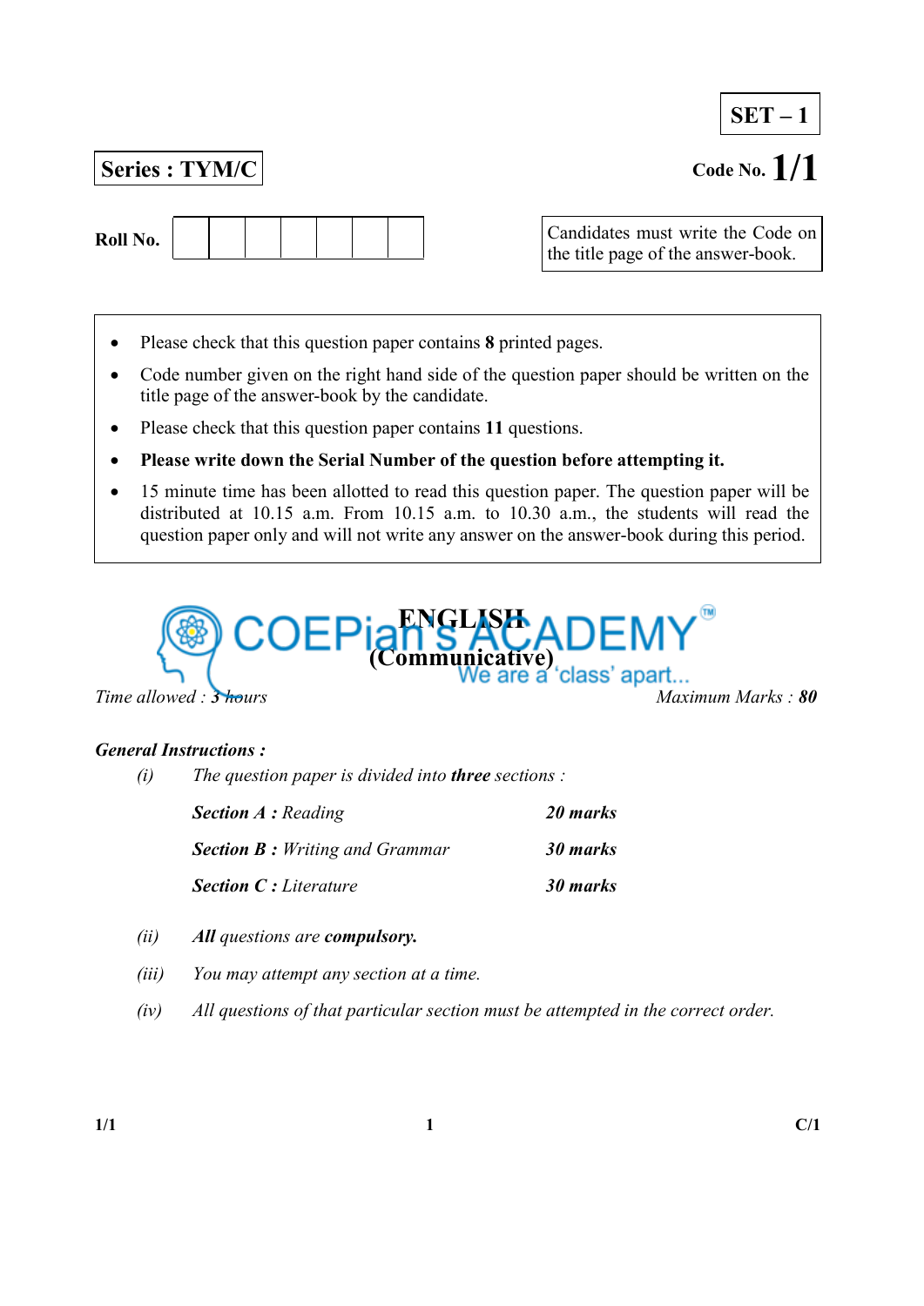**SET – 1**

**Series : TYM/C** **Code No. 1/1**

**Roll No.** | | | | | | | |

Candidates must write the Code on the title page of the answer-book.

- Please check that this question paper contains **8** printed pages.
- Code number given on the right hand side of the question paper should be written on the title page of the answer-book by the candidate.
- Please check that this question paper contains **11** questions.
- **Please write down the Serial Number of the question before attempting it.**
- 15 minute time has been allotted to read this question paper. The question paper will be distributed at 10.15 a.m. From 10.15 a.m. to 10.30 a.m., the students will read the question paper only and will not write any answer on the answer-book during this period.

# ENGLISH
## (Communicative)

*Time allowed : 3 hours* *Maximum Marks : **80***

***General Instructions :***

*(i)* *The question paper is divided into **three** sections :*

| | |
|---|---|
| ***Section A :** Reading* | ***20 marks*** |
| ***Section B :** Writing and Grammar* | ***30 marks*** |
| ***Section C :** Literature* | ***30 marks*** |

*(ii)* ***All** questions are **compulsory.***

*(iii)* *You may attempt any section at a time.*

*(iv)* *All questions of that particular section must be attempted in the correct order.*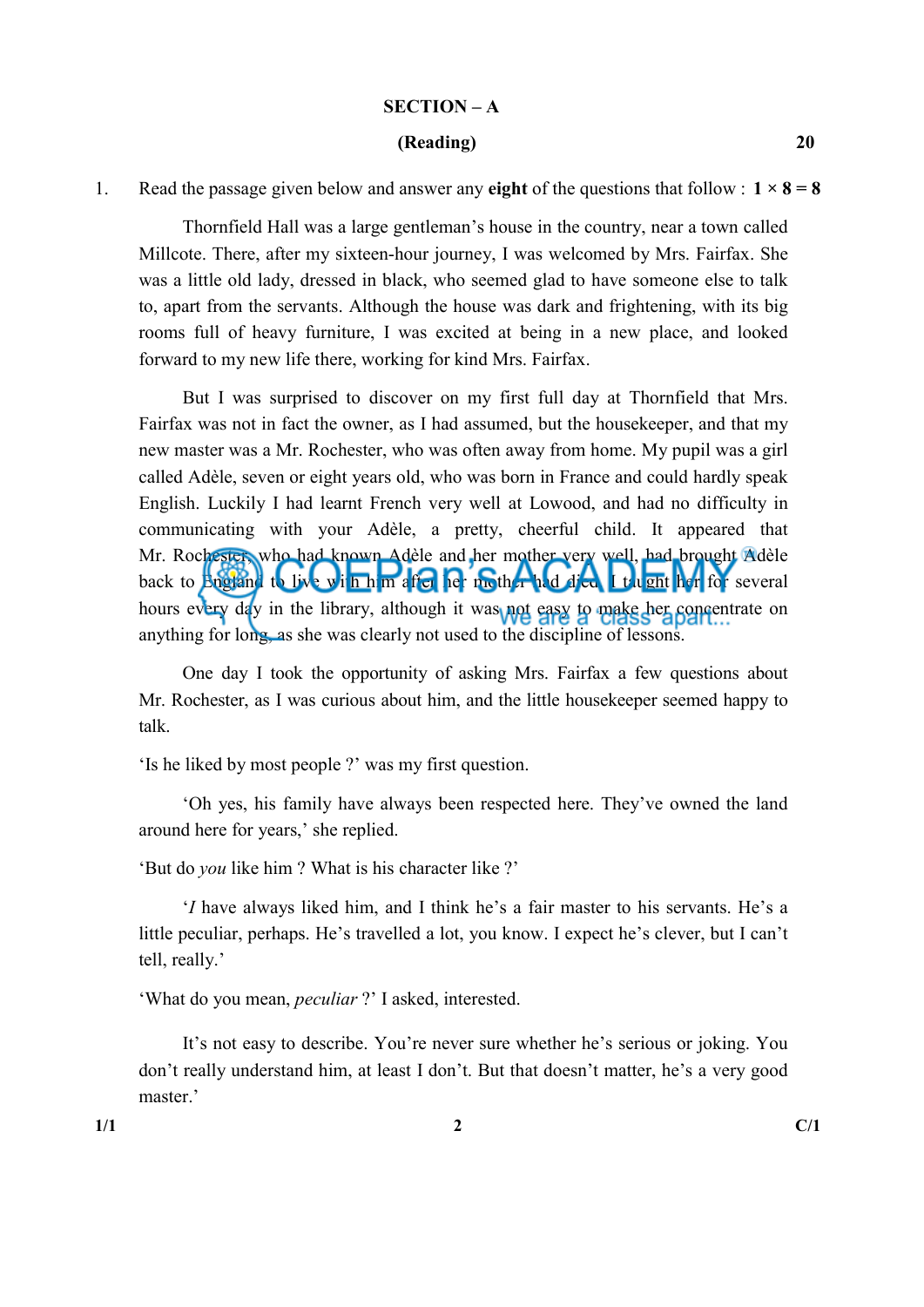**SECTION – A**

**(Reading) 20**

1. Read the passage given below and answer any **eight** of the questions that follow : **1 × 8 = 8**

Thornfield Hall was a large gentleman's house in the country, near a town called Millcote. There, after my sixteen-hour journey, I was welcomed by Mrs. Fairfax. She was a little old lady, dressed in black, who seemed glad to have someone else to talk to, apart from the servants. Although the house was dark and frightening, with its big rooms full of heavy furniture, I was excited at being in a new place, and looked forward to my new life there, working for kind Mrs. Fairfax.

But I was surprised to discover on my first full day at Thornfield that Mrs. Fairfax was not in fact the owner, as I had assumed, but the housekeeper, and that my new master was a Mr. Rochester, who was often away from home. My pupil was a girl called Adèle, seven or eight years old, who was born in France and could hardly speak English. Luckily I had learnt French very well at Lowood, and had no difficulty in communicating with your Adèle, a pretty, cheerful child. It appeared that Mr. Rochester, who had known Adèle and her mother very well, had brought Adèle back to England to live with him after her mother had died. I taught her for several hours every day in the library, although it was not easy to make her concentrate on anything for long, as she was clearly not used to the discipline of lessons.

One day I took the opportunity of asking Mrs. Fairfax a few questions about Mr. Rochester, as I was curious about him, and the little housekeeper seemed happy to talk.

'Is he liked by most people ?' was my first question.

'Oh yes, his family have always been respected here. They've owned the land around here for years,' she replied.

'But do *you* like him ? What is his character like ?'

'*I* have always liked him, and I think he's a fair master to his servants. He's a little peculiar, perhaps. He's travelled a lot, you know. I expect he's clever, but I can't tell, really.'

'What do you mean, *peculiar* ?' I asked, interested.

It's not easy to describe. You're never sure whether he's serious or joking. You don't really understand him, at least I don't. But that doesn't matter, he's a very good master.'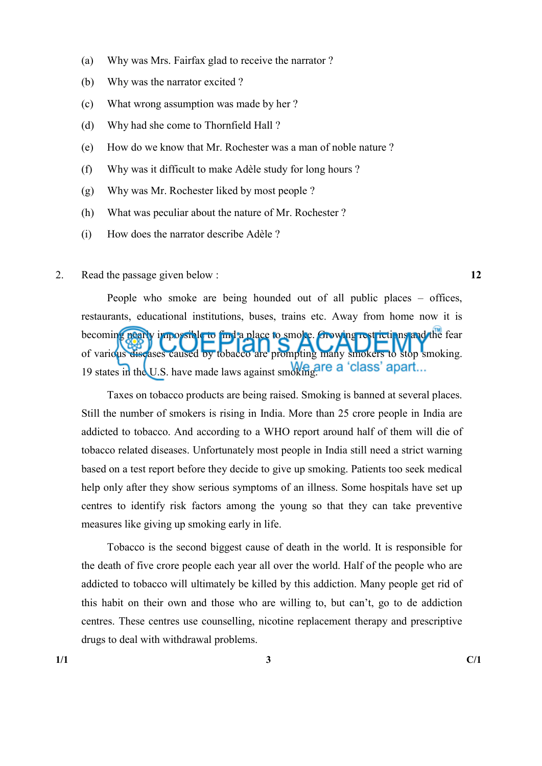(a) Why was Mrs. Fairfax glad to receive the narrator ?

(b) Why was the narrator excited ?

(c) What wrong assumption was made by her ?

(d) Why had she come to Thornfield Hall ?

(e) How do we know that Mr. Rochester was a man of noble nature ?

(f) Why was it difficult to make Adèle study for long hours ?

(g) Why was Mr. Rochester liked by most people ?

(h) What was peculiar about the nature of Mr. Rochester ?

(i) How does the narrator describe Adèle ?

2. Read the passage given below : **12**

People who smoke are being hounded out of all public places – offices, restaurants, educational institutions, buses, trains etc. Away from home now it is becoming nearly impossible to find a place to smoke. Growing restrictions and the fear of various diseases caused by tobacco are prompting many smokers to stop smoking. 19 states in the U.S. have made laws against smoking.

Taxes on tobacco products are being raised. Smoking is banned at several places. Still the number of smokers is rising in India. More than 25 crore people in India are addicted to tobacco. And according to a WHO report around half of them will die of tobacco related diseases. Unfortunately most people in India still need a strict warning based on a test report before they decide to give up smoking. Patients too seek medical help only after they show serious symptoms of an illness. Some hospitals have set up centres to identify risk factors among the young so that they can take preventive measures like giving up smoking early in life.

Tobacco is the second biggest cause of death in the world. It is responsible for the death of five crore people each year all over the world. Half of the people who are addicted to tobacco will ultimately be killed by this addiction. Many people get rid of this habit on their own and those who are willing to, but can't, go to de addiction centres. These centres use counselling, nicotine replacement therapy and prescriptive drugs to deal with withdrawal problems.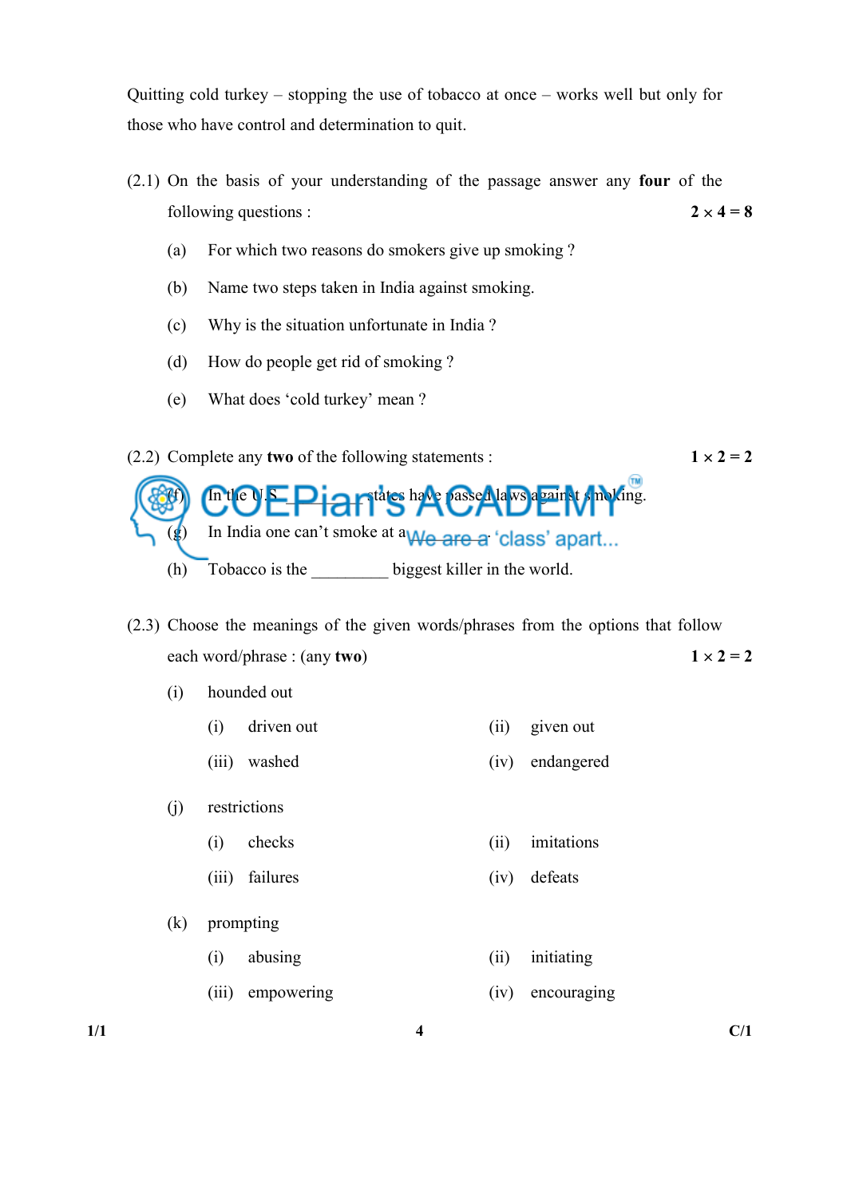Quitting cold turkey – stopping the use of tobacco at once – works well but only for those who have control and determination to quit.

(2.1) On the basis of your understanding of the passage answer any **four** of the following questions : **2 × 4 = 8**

(a) For which two reasons do smokers give up smoking ?

(b) Name two steps taken in India against smoking.

(c) Why is the situation unfortunate in India ?

(d) How do people get rid of smoking ?

(e) What does 'cold turkey' mean ?

(2.2) Complete any **two** of the following statements : **1 × 2 = 2**

(f) In the U.S. _________ states have passed laws against smoking.

(g) In India one can't smoke at a _________.

(h) Tobacco is the _________ biggest killer in the world.

(2.3) Choose the meanings of the given words/phrases from the options that follow each word/phrase : (any **two**) **1 × 2 = 2**

(i) hounded out

- (i) driven out
- (ii) given out
- (iii) washed
- (iv) endangered

(j) restrictions

- (i) checks
- (ii) imitations
- (iii) failures
- (iv) defeats

(k) prompting

- (i) abusing
- (ii) initiating
- (iii) empowering
- (iv) encouraging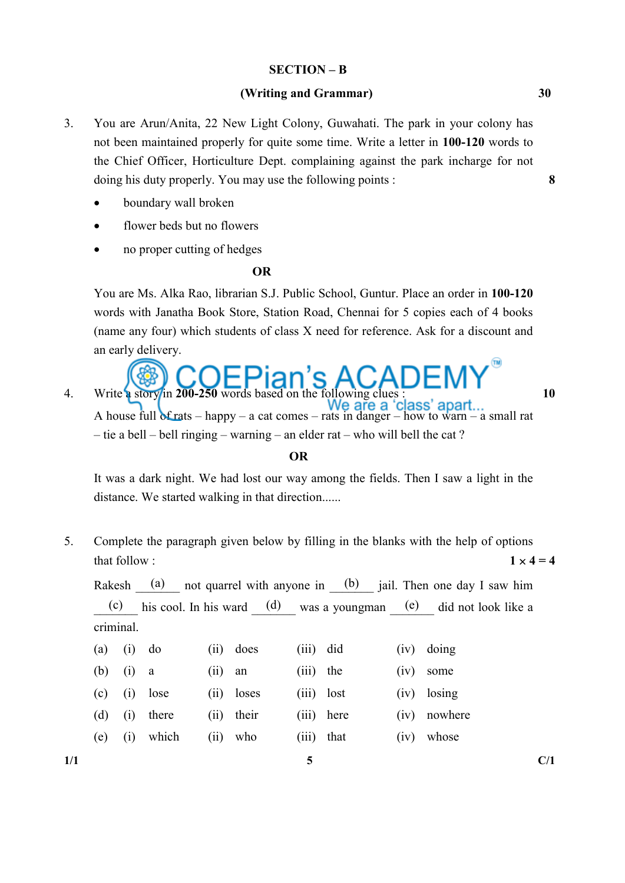## SECTION – B

**(Writing and Grammar)** **30**

3. You are Arun/Anita, 22 New Light Colony, Guwahati. The park in your colony has not been maintained properly for quite some time. Write a letter in **100-120** words to the Chief Officer, Horticulture Dept. complaining against the park incharge for not doing his duty properly. You may use the following points : **8**

   - boundary wall broken
   - flower beds but no flowers
   - no proper cutting of hedges

   **OR**

   You are Ms. Alka Rao, librarian S.J. Public School, Guntur. Place an order in **100-120** words with Janatha Book Store, Station Road, Chennai for 5 copies each of 4 books (name any four) which students of class X need for reference. Ask for a discount and an early delivery.

4. Write a story in **200-250** words based on the following clues : **10**

   A house full of rats – happy – a cat comes – rats in danger – how to warn – a small rat – tie a bell – bell ringing – warning – an elder rat – who will bell the cat ?

   **OR**

   It was a dark night. We had lost our way among the fields. Then I saw a light in the distance. We started walking in that direction......

5. Complete the paragraph given below by filling in the blanks with the help of options that follow : **1 × 4 = 4**

   Rakesh ___(a)___ not quarrel with anyone in ___(b)___ jail. Then one day I saw him ___(c)___ his cool. In his ward ___(d)___ was a youngman ___(e)___ did not look like a criminal.

   | | | | | | | | | |
   |---|---|---|---|---|---|---|---|---|
   | (a) | (i) | do | (ii) | does | (iii) | did | (iv) | doing |
   | (b) | (i) | a | (ii) | an | (iii) | the | (iv) | some |
   | (c) | (i) | lose | (ii) | loses | (iii) | lost | (iv) | losing |
   | (d) | (i) | there | (ii) | their | (iii) | here | (iv) | nowhere |
   | (e) | (i) | which | (ii) | who | (iii) | that | (iv) | whose |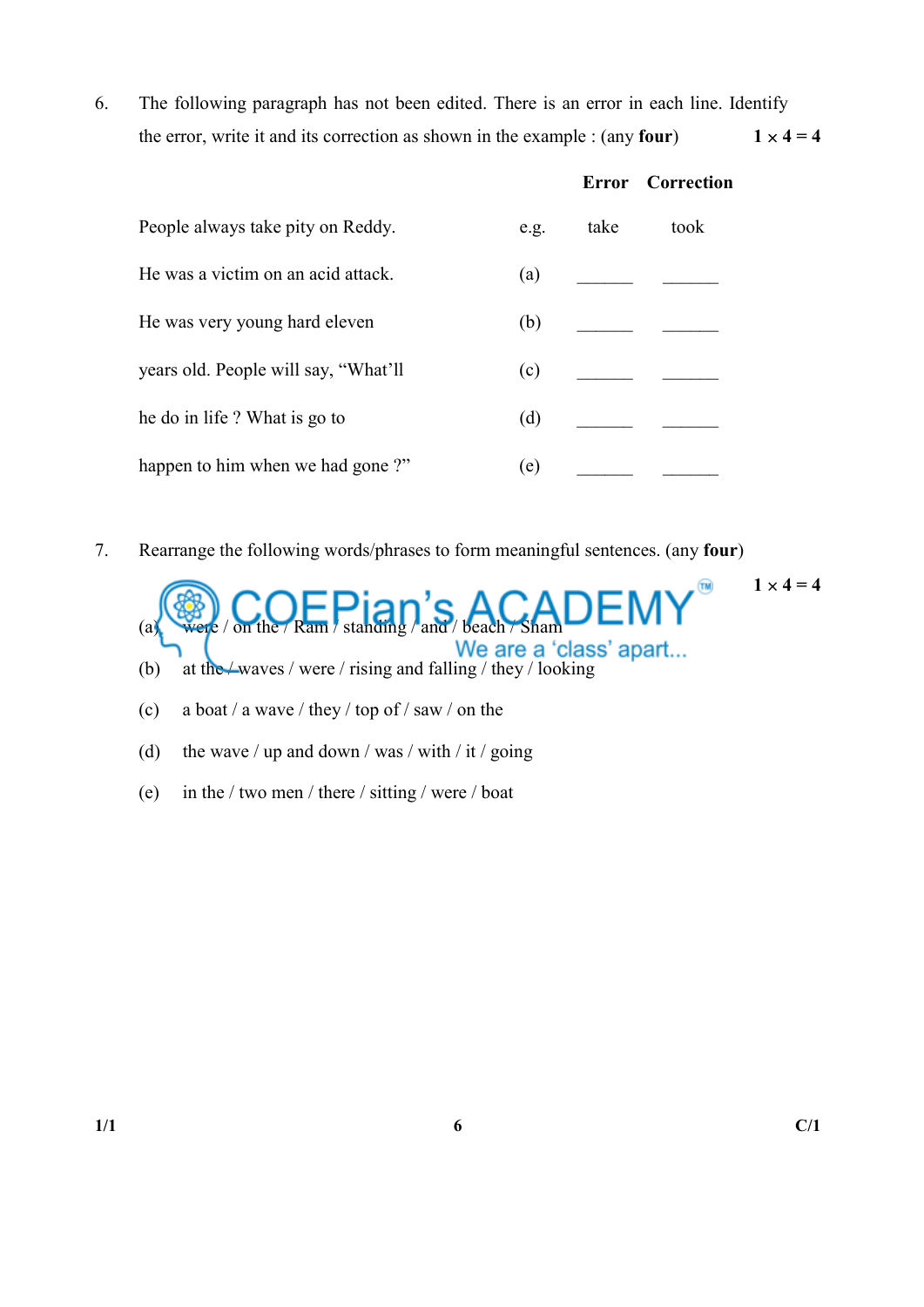6. The following paragraph has not been edited. There is an error in each line. Identify the error, write it and its correction as shown in the example : (any **four**) **1 × 4 = 4**

| | | Error | Correction |
|---|---|---|---|
| People always take pity on Reddy. | e.g. | take | took |
| He was a victim on an acid attack. | (a) | ______ | ______ |
| He was very young hard eleven | (b) | ______ | ______ |
| years old. People will say, "What'll | (c) | ______ | ______ |
| he do in life ? What is go to | (d) | ______ | ______ |
| happen to him when we had gone ?" | (e) | ______ | ______ |

7. Rearrange the following words/phrases to form meaningful sentences. (any **four**) **1 × 4 = 4**

(a) were / on the / Ram / standing / and / beach / Sham

(b) at the / waves / were / rising and falling / they / looking

(c) a boat / a wave / they / top of / saw / on the

(d) the wave / up and down / was / with / it / going

(e) in the / two men / there / sitting / were / boat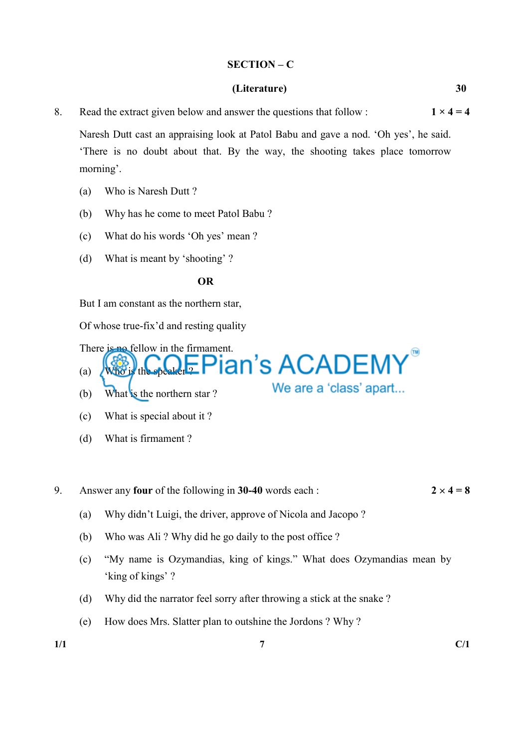## SECTION – C

**(Literature)** **30**

8. Read the extract given below and answer the questions that follow : **1 × 4 = 4**

   Naresh Dutt cast an appraising look at Patol Babu and gave a nod. 'Oh yes', he said. 'There is no doubt about that. By the way, the shooting takes place tomorrow morning'.

   (a) Who is Naresh Dutt ?

   (b) Why has he come to meet Patol Babu ?

   (c) What do his words 'Oh yes' mean ?

   (d) What is meant by 'shooting' ?

   **OR**

   But I am constant as the northern star,

   Of whose true-fix'd and resting quality

   There is no fellow in the firmament.

   (a) Who is the speaker ?

   (b) What is the northern star ?

   (c) What is special about it ?

   (d) What is firmament ?

9. Answer any **four** of the following in **30-40** words each : **2 × 4 = 8**

   (a) Why didn't Luigi, the driver, approve of Nicola and Jacopo ?

   (b) Who was Ali ? Why did he go daily to the post office ?

   (c) "My name is Ozymandias, king of kings." What does Ozymandias mean by 'king of kings' ?

   (d) Why did the narrator feel sorry after throwing a stick at the snake ?

   (e) How does Mrs. Slatter plan to outshine the Jordons ? Why ?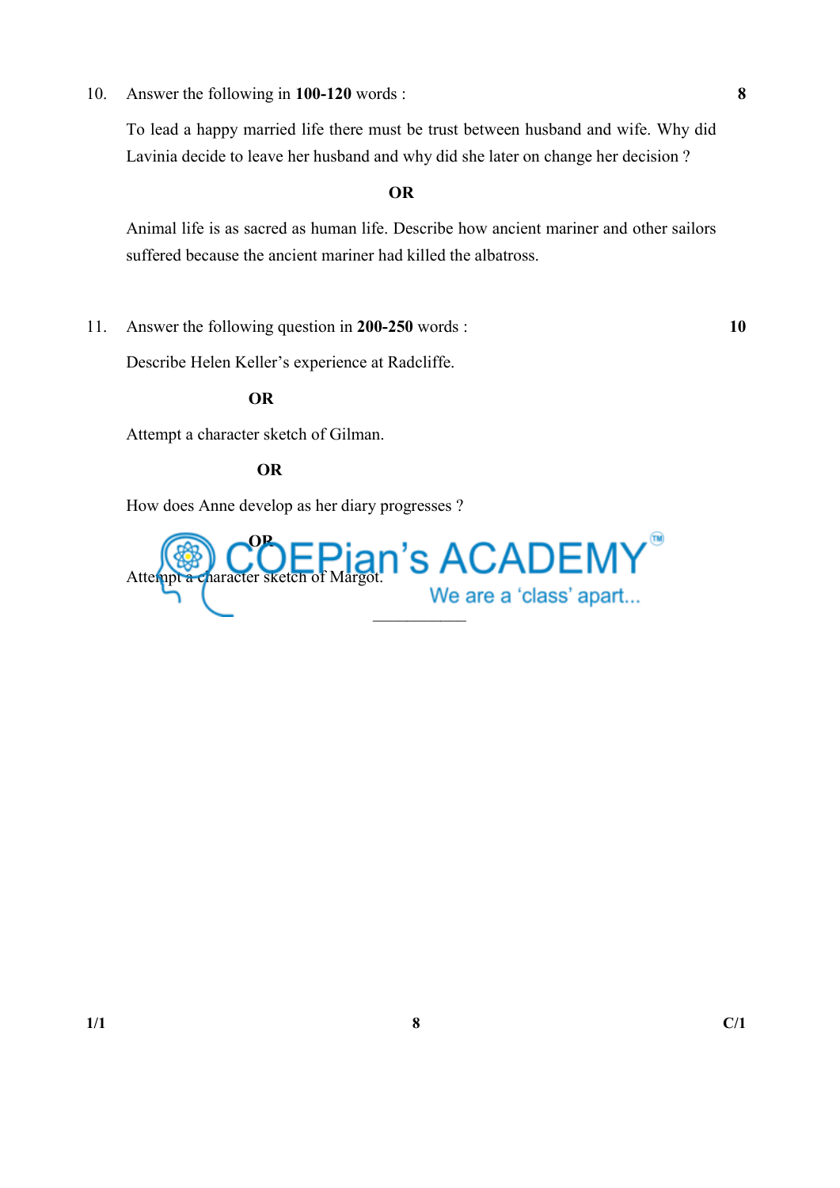10. Answer the following in **100-120** words : **8**

To lead a happy married life there must be trust between husband and wife. Why did Lavinia decide to leave her husband and why did she later on change her decision ?

**OR**

Animal life is as sacred as human life. Describe how ancient mariner and other sailors suffered because the ancient mariner had killed the albatross.

11. Answer the following question in **200-250** words : **10**

Describe Helen Keller's experience at Radcliffe.

**OR**

Attempt a character sketch of Gilman.

**OR**

How does Anne develop as her diary progresses ?

**OR**

Attempt a character sketch of Margot.